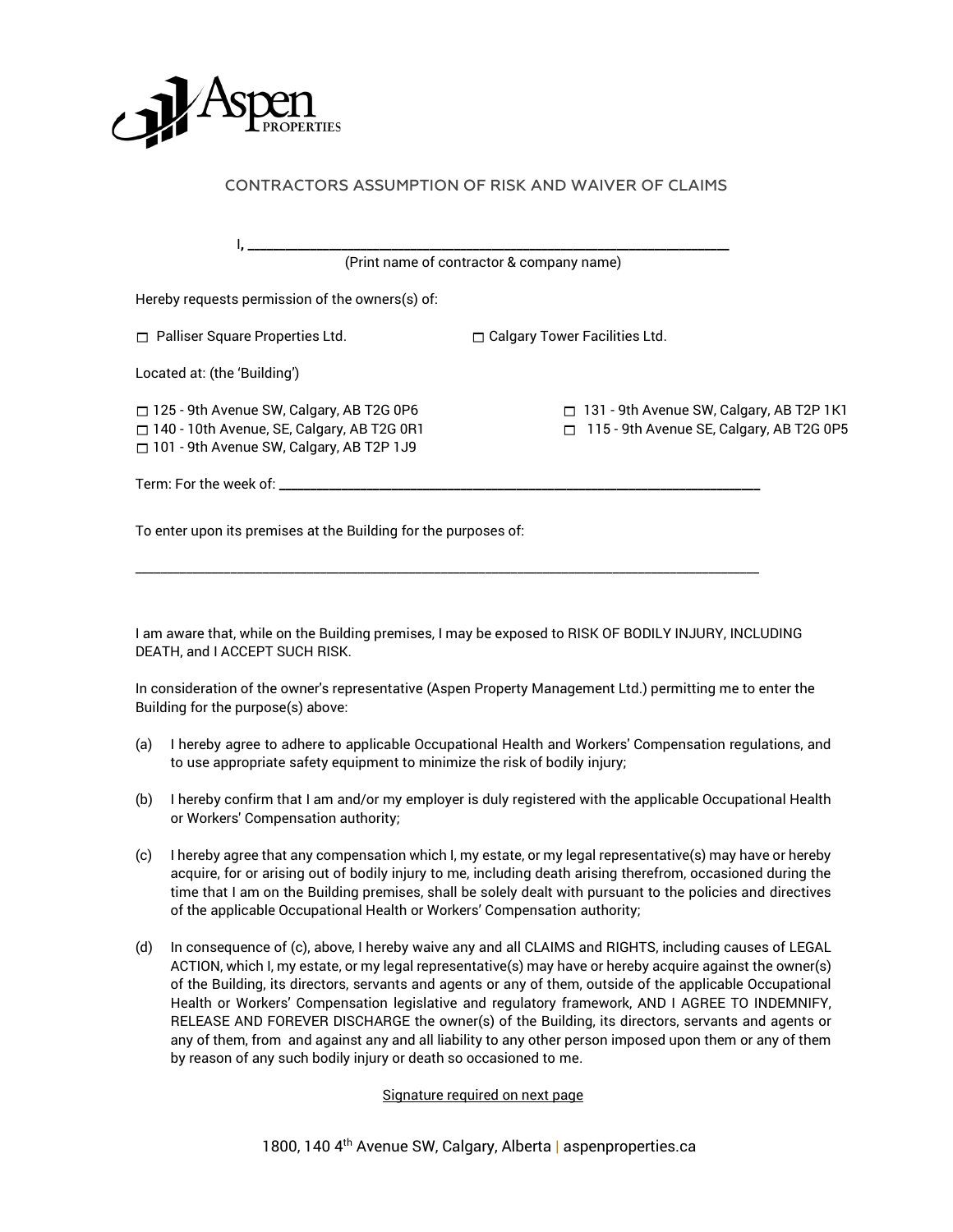Aspen PROPERTIES

# CONTRACTORS ASSUMPTION OF RISK AND WAIVER OF CLAIMS

I, ______________________________________________________________

(Print name of contractor & company name)

Hereby requests permission of the owners(s) of:

☐ Palliser Square Properties Ltd. ☐ Calgary Tower Facilities Ltd.

Located at: (the 'Building')

☐ 125 - 9th Avenue SW, Calgary, AB T2G 0P6
☐ 140 - 10th Avenue, SE, Calgary, AB T2G 0R1
☐ 101 - 9th Avenue SW, Calgary, AB T2P 1J9
☐ 131 - 9th Avenue SW, Calgary, AB T2P 1K1
☐ 115 - 9th Avenue SE, Calgary, AB T2G 0P5

Term: For the week of: ______________________________________________________________

To enter upon its premises at the Building for the purposes of:

______________________________________________________________________________

I am aware that, while on the Building premises, I may be exposed to RISK OF BODILY INJURY, INCLUDING DEATH, and I ACCEPT SUCH RISK.

In consideration of the owner's representative (Aspen Property Management Ltd.) permitting me to enter the Building for the purpose(s) above:

(a) I hereby agree to adhere to applicable Occupational Health and Workers' Compensation regulations, and to use appropriate safety equipment to minimize the risk of bodily injury;

(b) I hereby confirm that I am and/or my employer is duly registered with the applicable Occupational Health or Workers' Compensation authority;

(c) I hereby agree that any compensation which I, my estate, or my legal representative(s) may have or hereby acquire, for or arising out of bodily injury to me, including death arising therefrom, occasioned during the time that I am on the Building premises, shall be solely dealt with pursuant to the policies and directives of the applicable Occupational Health or Workers' Compensation authority;

(d) In consequence of (c), above, I hereby waive any and all CLAIMS and RIGHTS, including causes of LEGAL ACTION, which I, my estate, or my legal representative(s) may have or hereby acquire against the owner(s) of the Building, its directors, servants and agents or any of them, outside of the applicable Occupational Health or Workers' Compensation legislative and regulatory framework, AND I AGREE TO INDEMNIFY, RELEASE AND FOREVER DISCHARGE the owner(s) of the Building, its directors, servants and agents or any of them, from and against any and all liability to any other person imposed upon them or any of them by reason of any such bodily injury or death so occasioned to me.

Signature required on next page

1800, 140 4th Avenue SW, Calgary, Alberta | aspenproperties.ca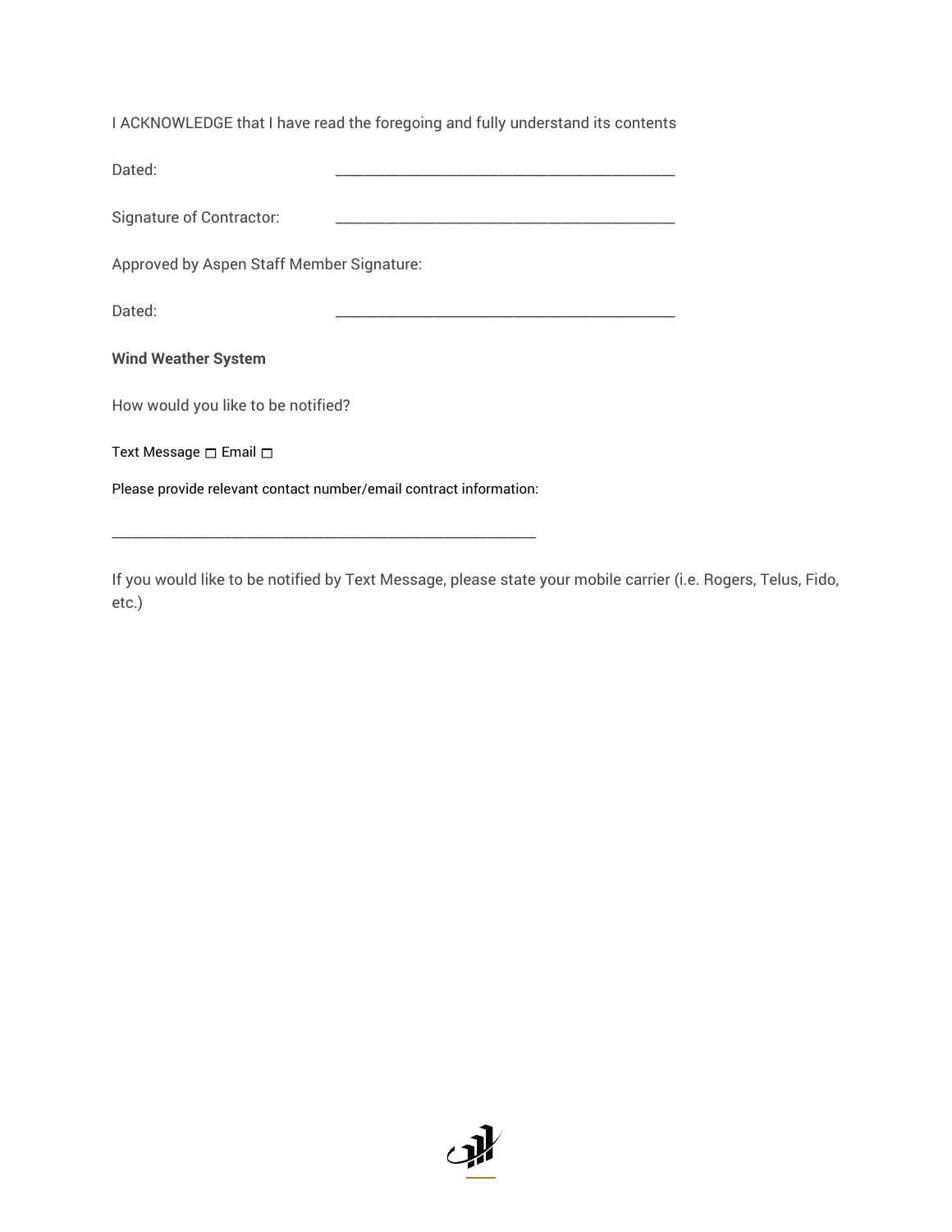I ACKNOWLEDGE that I have read the foregoing and fully understand its contents

Dated: ___________________________________________

Signature of Contractor: ___________________________________________

Approved by Aspen Staff Member Signature:

Dated: ___________________________________________

**Wind Weather System**

How would you like to be notified?

Text Message ☐ Email ☐

Please provide relevant contact number/email contract information:

_______________________________________________________

If you would like to be notified by Text Message, please state your mobile carrier (i.e. Rogers, Telus, Fido, etc.)